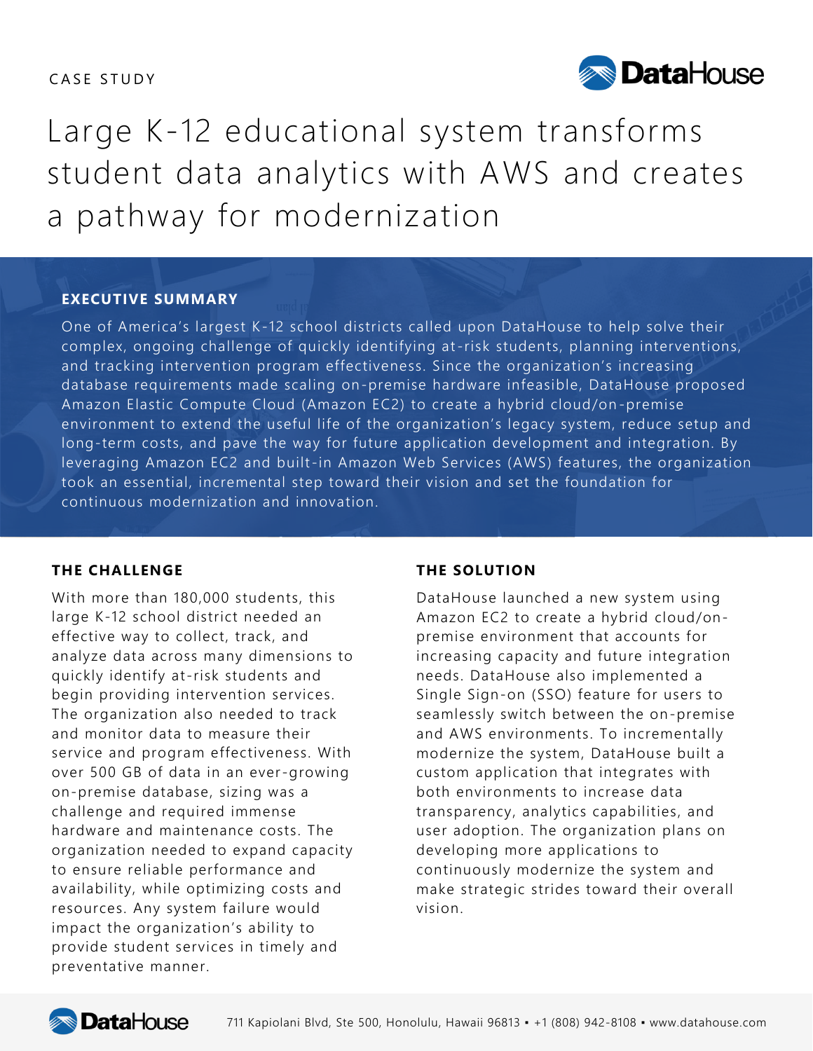CASE STUDY

# Large K-12 educational system transforms student data analytics with AWS and creates a pathway for modernization

## EXECUTIVE SUMMARY

One of America's largest K-12 school districts called upon DataHouse to help solve their complex, ongoing challenge of quickly identifying at-risk students, planning interventions, and tracking intervention program effectiveness. Since the organization's increasing database requirements made scaling on-premise hardware infeasible, DataHouse proposed Amazon Elastic Compute Cloud (Amazon EC2) to create a hybrid cloud/on-premise environment to extend the useful life of the organization's legacy system, reduce setup and long-term costs, and pave the way for future application development and integration. By leveraging Amazon EC2 and built-in Amazon Web Services (AWS) features, the organization took an essential, incremental step toward their vision and set the foundation for continuous modernization and innovation.

## THE CHALLENGE

With more than 180,000 students, this large K-12 school district needed an effective way to collect, track, and analyze data across many dimensions to quickly identify at-risk students and begin providing intervention services. The organization also needed to track and monitor data to measure their service and program effectiveness. With over 500 GB of data in an ever-growing on-premise database, sizing was a challenge and required immense hardware and maintenance costs. The organization needed to expand capacity to ensure reliable performance and availability, while optimizing costs and resources. Any system failure would impact the organization's ability to provide student services in timely and preventative manner.

## THE SOLUTION

DataHouse launched a new system using Amazon EC2 to create a hybrid cloud/on-premise environment that accounts for increasing capacity and future integration needs. DataHouse also implemented a Single Sign-on (SSO) feature for users to seamlessly switch between the on-premise and AWS environments. To incrementally modernize the system, DataHouse built a custom application that integrates with both environments to increase data transparency, analytics capabilities, and user adoption. The organization plans on developing more applications to continuously modernize the system and make strategic strides toward their overall vision.

711 Kapiolani Blvd, Ste 500, Honolulu, Hawaii 96813 ▪ +1 (808) 942-8108 ▪ www.datahouse.com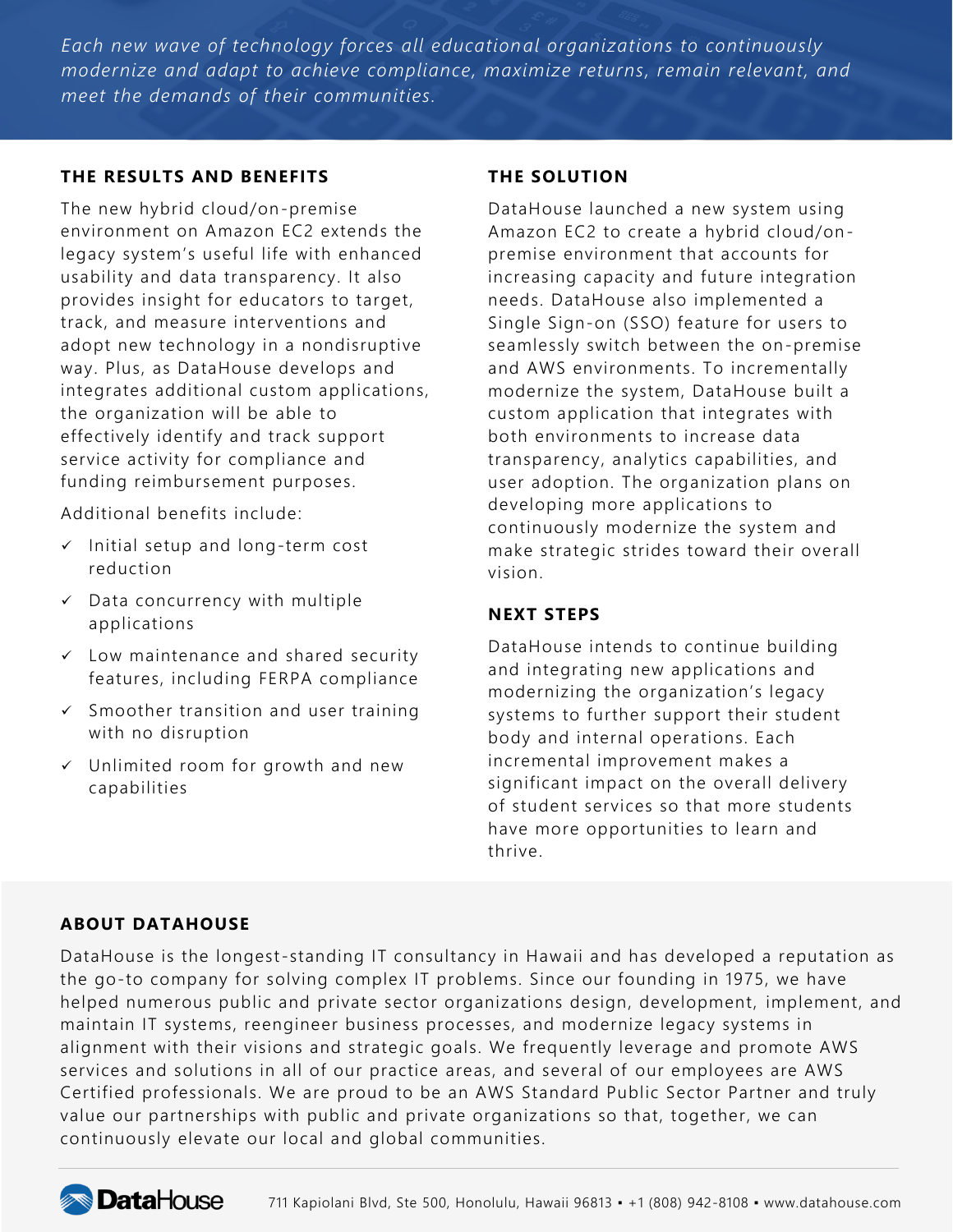*Each new wave of technology forces all educational organizations to continuously modernize and adapt to achieve compliance, maximize returns, remain relevant, and meet the demands of their communities.*

## THE RESULTS AND BENEFITS

The new hybrid cloud/on-premise environment on Amazon EC2 extends the legacy system's useful life with enhanced usability and data transparency. It also provides insight for educators to target, track, and measure interventions and adopt new technology in a nondisruptive way. Plus, as DataHouse develops and integrates additional custom applications, the organization will be able to effectively identify and track support service activity for compliance and funding reimbursement purposes.

Additional benefits include:

- ✓ Initial setup and long-term cost reduction
- ✓ Data concurrency with multiple applications
- ✓ Low maintenance and shared security features, including FERPA compliance
- ✓ Smoother transition and user training with no disruption
- ✓ Unlimited room for growth and new capabilities

## THE SOLUTION

DataHouse launched a new system using Amazon EC2 to create a hybrid cloud/on-premise environment that accounts for increasing capacity and future integration needs. DataHouse also implemented a Single Sign-on (SSO) feature for users to seamlessly switch between the on-premise and AWS environments. To incrementally modernize the system, DataHouse built a custom application that integrates with both environments to increase data transparency, analytics capabilities, and user adoption. The organization plans on developing more applications to continuously modernize the system and make strategic strides toward their overall vision.

## NEXT STEPS

DataHouse intends to continue building and integrating new applications and modernizing the organization's legacy systems to further support their student body and internal operations. Each incremental improvement makes a significant impact on the overall delivery of student services so that more students have more opportunities to learn and thrive.

## ABOUT DATAHOUSE

DataHouse is the longest-standing IT consultancy in Hawaii and has developed a reputation as the go-to company for solving complex IT problems. Since our founding in 1975, we have helped numerous public and private sector organizations design, development, implement, and maintain IT systems, reengineer business processes, and modernize legacy systems in alignment with their visions and strategic goals. We frequently leverage and promote AWS services and solutions in all of our practice areas, and several of our employees are AWS Certified professionals. We are proud to be an AWS Standard Public Sector Partner and truly value our partnerships with public and private organizations so that, together, we can continuously elevate our local and global communities.

DataHouse

711 Kapiolani Blvd, Ste 500, Honolulu, Hawaii 96813 ▪ +1 (808) 942-8108 ▪ www.datahouse.com